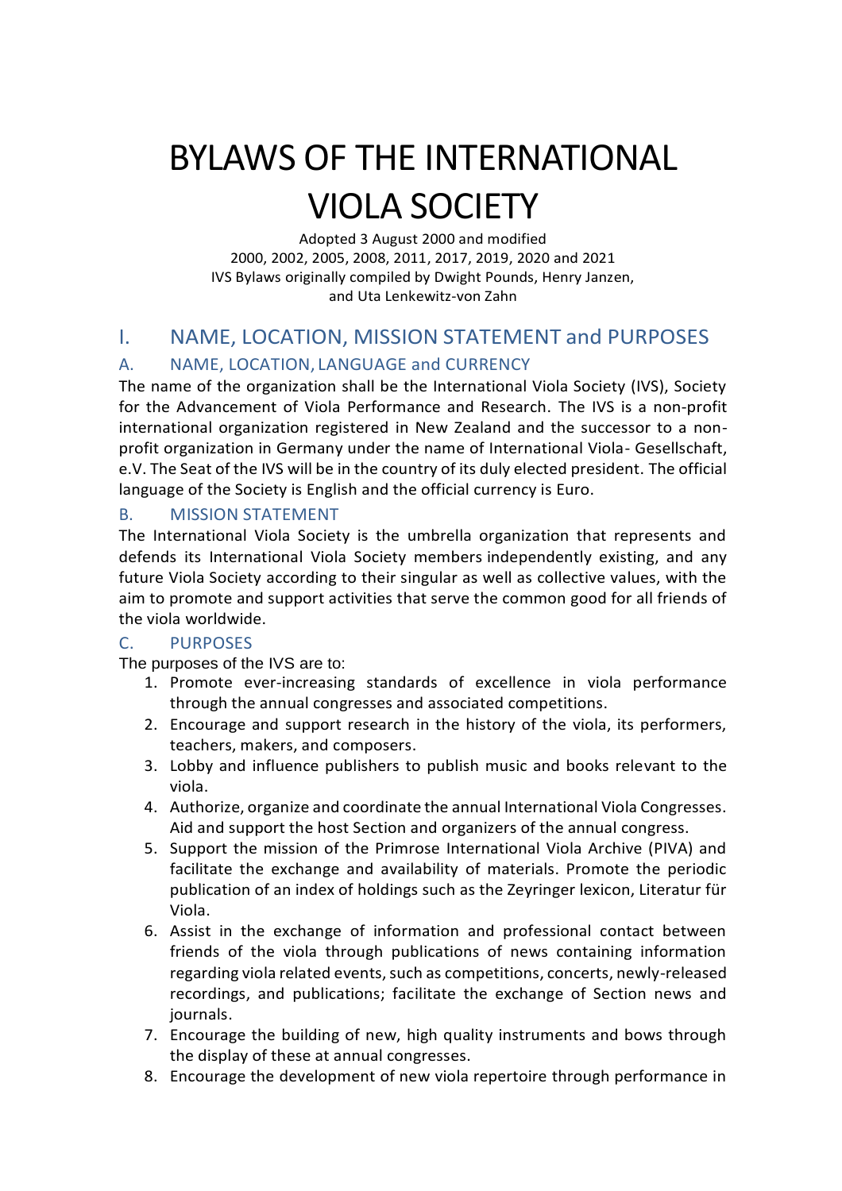# BYLAWS OF THE INTERNATIONAL VIOLA SOCIETY

Adopted 3 August 2000 and modified
2000, 2002, 2005, 2008, 2011, 2017, 2019, 2020 and 2021
IVS Bylaws originally compiled by Dwight Pounds, Henry Janzen,
and Uta Lenkewitz-von Zahn

## I. NAME, LOCATION, MISSION STATEMENT and PURPOSES

### A. NAME, LOCATION, LANGUAGE and CURRENCY

The name of the organization shall be the International Viola Society (IVS), Society for the Advancement of Viola Performance and Research. The IVS is a non-profit international organization registered in New Zealand and the successor to a non-profit organization in Germany under the name of International Viola- Gesellschaft, e.V. The Seat of the IVS will be in the country of its duly elected president. The official language of the Society is English and the official currency is Euro.

### B. MISSION STATEMENT

The International Viola Society is the umbrella organization that represents and defends its International Viola Society members independently existing, and any future Viola Society according to their singular as well as collective values, with the aim to promote and support activities that serve the common good for all friends of the viola worldwide.

### C. PURPOSES

The purposes of the IVS are to:

1. Promote ever-increasing standards of excellence in viola performance through the annual congresses and associated competitions.
2. Encourage and support research in the history of the viola, its performers, teachers, makers, and composers.
3. Lobby and influence publishers to publish music and books relevant to the viola.
4. Authorize, organize and coordinate the annual International Viola Congresses. Aid and support the host Section and organizers of the annual congress.
5. Support the mission of the Primrose International Viola Archive (PIVA) and facilitate the exchange and availability of materials. Promote the periodic publication of an index of holdings such as the Zeyringer lexicon, Literatur für Viola.
6. Assist in the exchange of information and professional contact between friends of the viola through publications of news containing information regarding viola related events, such as competitions, concerts, newly-released recordings, and publications; facilitate the exchange of Section news and journals.
7. Encourage the building of new, high quality instruments and bows through the display of these at annual congresses.
8. Encourage the development of new viola repertoire through performance in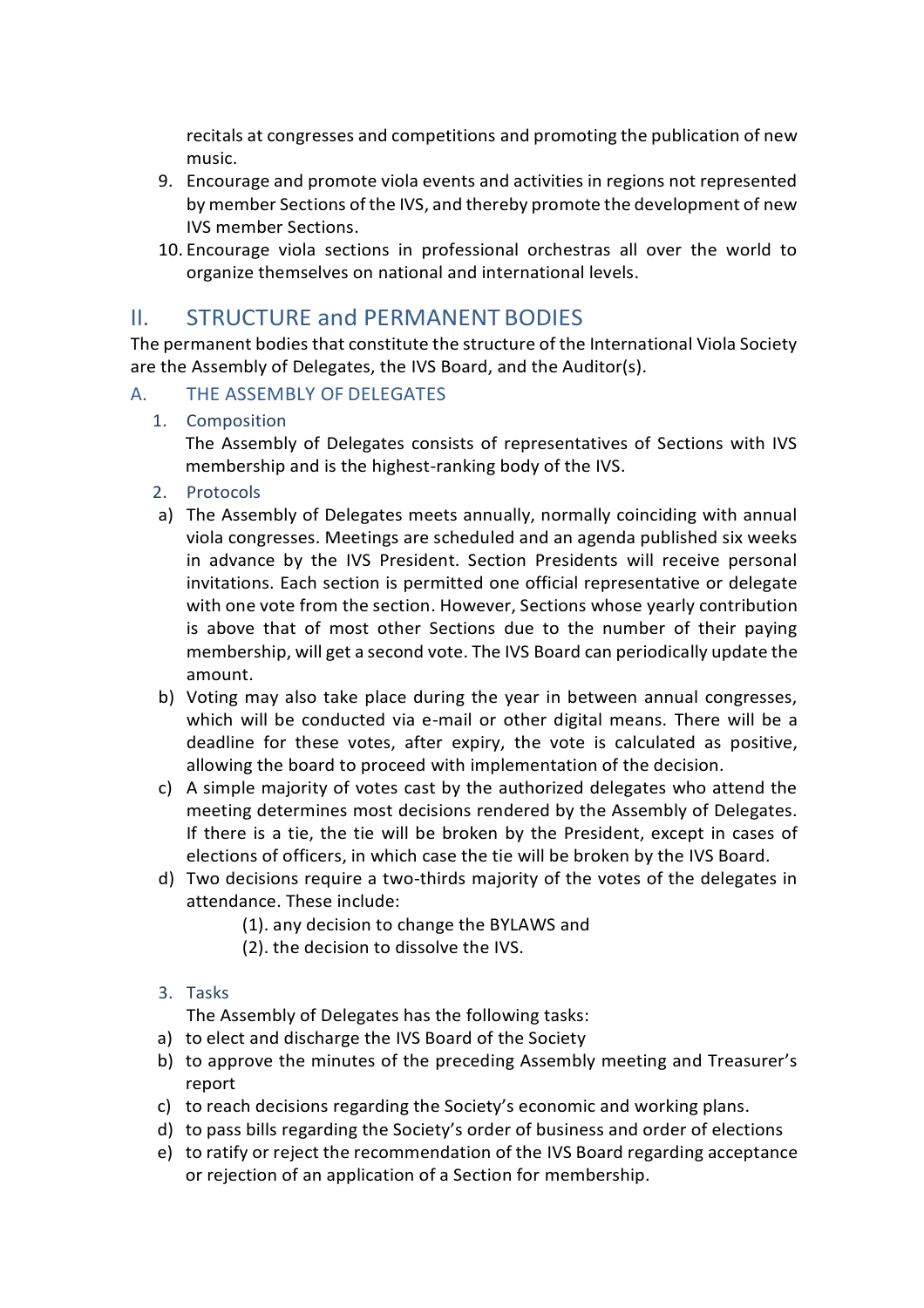recitals at congresses and competitions and promoting the publication of new music.

9. Encourage and promote viola events and activities in regions not represented by member Sections of the IVS, and thereby promote the development of new IVS member Sections.
10. Encourage viola sections in professional orchestras all over the world to organize themselves on national and international levels.

## II. STRUCTURE and PERMANENT BODIES

The permanent bodies that constitute the structure of the International Viola Society are the Assembly of Delegates, the IVS Board, and the Auditor(s).

### A. THE ASSEMBLY OF DELEGATES

#### 1. Composition

The Assembly of Delegates consists of representatives of Sections with IVS membership and is the highest-ranking body of the IVS.

#### 2. Protocols

a) The Assembly of Delegates meets annually, normally coinciding with annual viola congresses. Meetings are scheduled and an agenda published six weeks in advance by the IVS President. Section Presidents will receive personal invitations. Each section is permitted one official representative or delegate with one vote from the section. However, Sections whose yearly contribution is above that of most other Sections due to the number of their paying membership, will get a second vote. The IVS Board can periodically update the amount.

b) Voting may also take place during the year in between annual congresses, which will be conducted via e-mail or other digital means. There will be a deadline for these votes, after expiry, the vote is calculated as positive, allowing the board to proceed with implementation of the decision.

c) A simple majority of votes cast by the authorized delegates who attend the meeting determines most decisions rendered by the Assembly of Delegates. If there is a tie, the tie will be broken by the President, except in cases of elections of officers, in which case the tie will be broken by the IVS Board.

d) Two decisions require a two-thirds majority of the votes of the delegates in attendance. These include:

   (1). any decision to change the BYLAWS and

   (2). the decision to dissolve the IVS.

#### 3. Tasks

The Assembly of Delegates has the following tasks:

a) to elect and discharge the IVS Board of the Society
b) to approve the minutes of the preceding Assembly meeting and Treasurer's report
c) to reach decisions regarding the Society's economic and working plans.
d) to pass bills regarding the Society's order of business and order of elections
e) to ratify or reject the recommendation of the IVS Board regarding acceptance or rejection of an application of a Section for membership.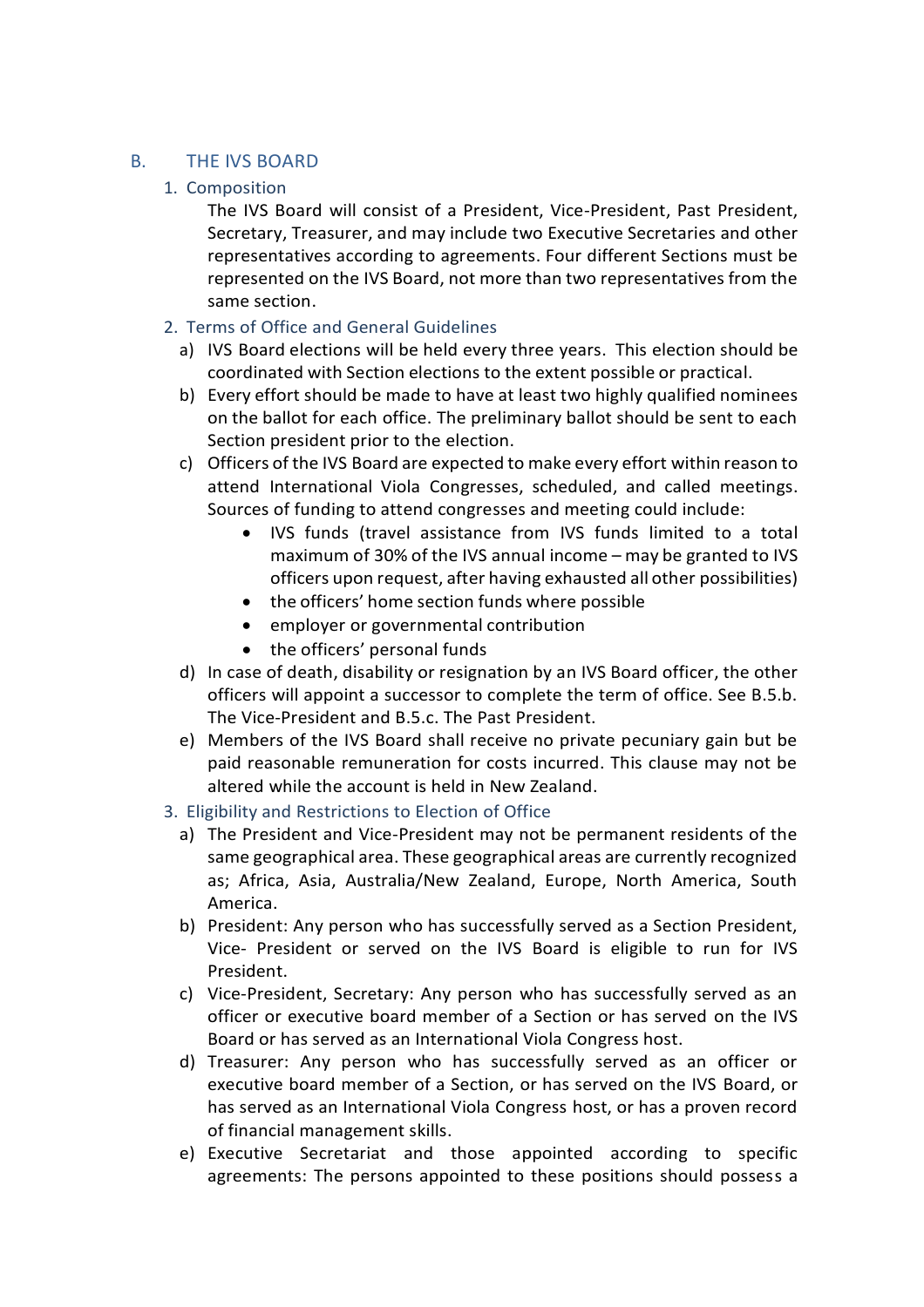## B. THE IVS BOARD

### 1. Composition

The IVS Board will consist of a President, Vice-President, Past President, Secretary, Treasurer, and may include two Executive Secretaries and other representatives according to agreements. Four different Sections must be represented on the IVS Board, not more than two representatives from the same section.

### 2. Terms of Office and General Guidelines

a) IVS Board elections will be held every three years. This election should be coordinated with Section elections to the extent possible or practical.

b) Every effort should be made to have at least two highly qualified nominees on the ballot for each office. The preliminary ballot should be sent to each Section president prior to the election.

c) Officers of the IVS Board are expected to make every effort within reason to attend International Viola Congresses, scheduled, and called meetings. Sources of funding to attend congresses and meeting could include:

- IVS funds (travel assistance from IVS funds limited to a total maximum of 30% of the IVS annual income – may be granted to IVS officers upon request, after having exhausted all other possibilities)
- the officers' home section funds where possible
- employer or governmental contribution
- the officers' personal funds

d) In case of death, disability or resignation by an IVS Board officer, the other officers will appoint a successor to complete the term of office. See B.5.b. The Vice-President and B.5.c. The Past President.

e) Members of the IVS Board shall receive no private pecuniary gain but be paid reasonable remuneration for costs incurred. This clause may not be altered while the account is held in New Zealand.

### 3. Eligibility and Restrictions to Election of Office

a) The President and Vice-President may not be permanent residents of the same geographical area. These geographical areas are currently recognized as; Africa, Asia, Australia/New Zealand, Europe, North America, South America.

b) President: Any person who has successfully served as a Section President, Vice- President or served on the IVS Board is eligible to run for IVS President.

c) Vice-President, Secretary: Any person who has successfully served as an officer or executive board member of a Section or has served on the IVS Board or has served as an International Viola Congress host.

d) Treasurer: Any person who has successfully served as an officer or executive board member of a Section, or has served on the IVS Board, or has served as an International Viola Congress host, or has a proven record of financial management skills.

e) Executive Secretariat and those appointed according to specific agreements: The persons appointed to these positions should possess a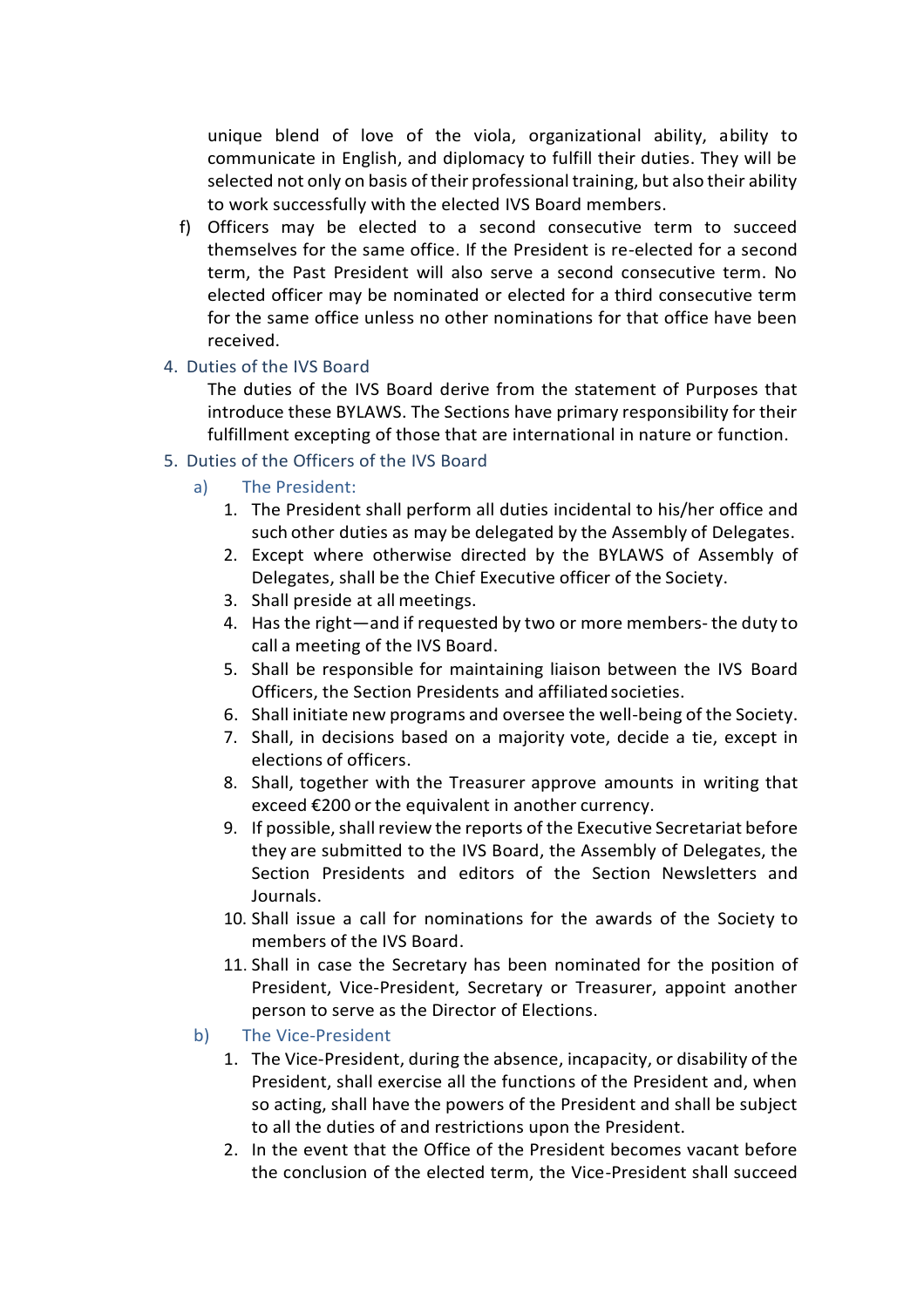unique blend of love of the viola, organizational ability, ability to communicate in English, and diplomacy to fulfill their duties. They will be selected not only on basis of their professional training, but also their ability to work successfully with the elected IVS Board members.

f) Officers may be elected to a second consecutive term to succeed themselves for the same office. If the President is re-elected for a second term, the Past President will also serve a second consecutive term. No elected officer may be nominated or elected for a third consecutive term for the same office unless no other nominations for that office have been received.

## 4. Duties of the IVS Board

The duties of the IVS Board derive from the statement of Purposes that introduce these BYLAWS. The Sections have primary responsibility for their fulfillment excepting of those that are international in nature or function.

## 5. Duties of the Officers of the IVS Board

### a) The President:

1. The President shall perform all duties incidental to his/her office and such other duties as may be delegated by the Assembly of Delegates.
2. Except where otherwise directed by the BYLAWS of Assembly of Delegates, shall be the Chief Executive officer of the Society.
3. Shall preside at all meetings.
4. Has the right—and if requested by two or more members- the duty to call a meeting of the IVS Board.
5. Shall be responsible for maintaining liaison between the IVS Board Officers, the Section Presidents and affiliated societies.
6. Shall initiate new programs and oversee the well-being of the Society.
7. Shall, in decisions based on a majority vote, decide a tie, except in elections of officers.
8. Shall, together with the Treasurer approve amounts in writing that exceed €200 or the equivalent in another currency.
9. If possible, shall review the reports of the Executive Secretariat before they are submitted to the IVS Board, the Assembly of Delegates, the Section Presidents and editors of the Section Newsletters and Journals.
10. Shall issue a call for nominations for the awards of the Society to members of the IVS Board.
11. Shall in case the Secretary has been nominated for the position of President, Vice-President, Secretary or Treasurer, appoint another person to serve as the Director of Elections.

### b) The Vice-President

1. The Vice-President, during the absence, incapacity, or disability of the President, shall exercise all the functions of the President and, when so acting, shall have the powers of the President and shall be subject to all the duties of and restrictions upon the President.
2. In the event that the Office of the President becomes vacant before the conclusion of the elected term, the Vice-President shall succeed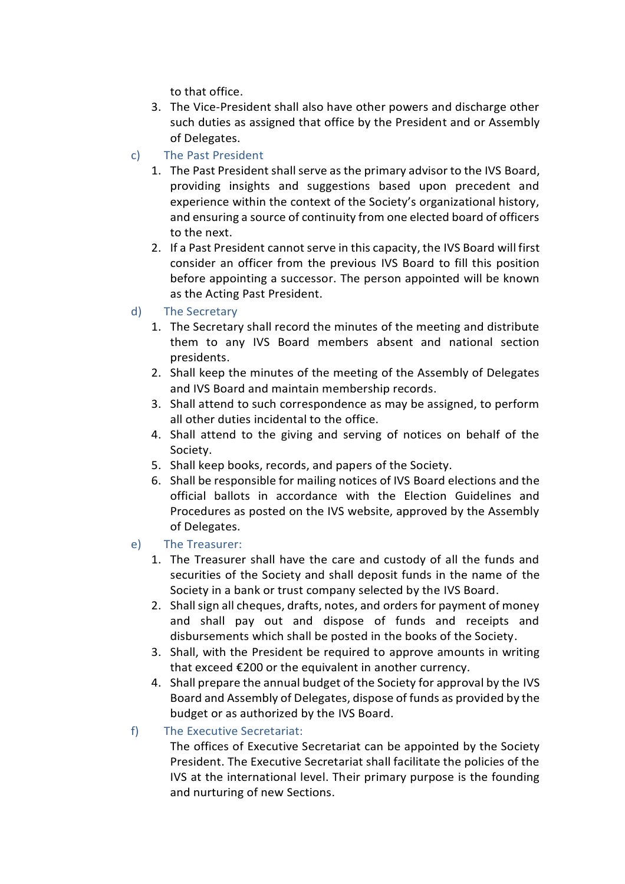to that office.

3. The Vice-President shall also have other powers and discharge other such duties as assigned that office by the President and or Assembly of Delegates.

c) The Past President

1. The Past President shall serve as the primary advisor to the IVS Board, providing insights and suggestions based upon precedent and experience within the context of the Society's organizational history, and ensuring a source of continuity from one elected board of officers to the next.
2. If a Past President cannot serve in this capacity, the IVS Board will first consider an officer from the previous IVS Board to fill this position before appointing a successor. The person appointed will be known as the Acting Past President.

d) The Secretary

1. The Secretary shall record the minutes of the meeting and distribute them to any IVS Board members absent and national section presidents.
2. Shall keep the minutes of the meeting of the Assembly of Delegates and IVS Board and maintain membership records.
3. Shall attend to such correspondence as may be assigned, to perform all other duties incidental to the office.
4. Shall attend to the giving and serving of notices on behalf of the Society.
5. Shall keep books, records, and papers of the Society.
6. Shall be responsible for mailing notices of IVS Board elections and the official ballots in accordance with the Election Guidelines and Procedures as posted on the IVS website, approved by the Assembly of Delegates.

e) The Treasurer:

1. The Treasurer shall have the care and custody of all the funds and securities of the Society and shall deposit funds in the name of the Society in a bank or trust company selected by the IVS Board.
2. Shall sign all cheques, drafts, notes, and orders for payment of money and shall pay out and dispose of funds and receipts and disbursements which shall be posted in the books of the Society.
3. Shall, with the President be required to approve amounts in writing that exceed €200 or the equivalent in another currency.
4. Shall prepare the annual budget of the Society for approval by the IVS Board and Assembly of Delegates, dispose of funds as provided by the budget or as authorized by the IVS Board.

f) The Executive Secretariat:

The offices of Executive Secretariat can be appointed by the Society President. The Executive Secretariat shall facilitate the policies of the IVS at the international level. Their primary purpose is the founding and nurturing of new Sections.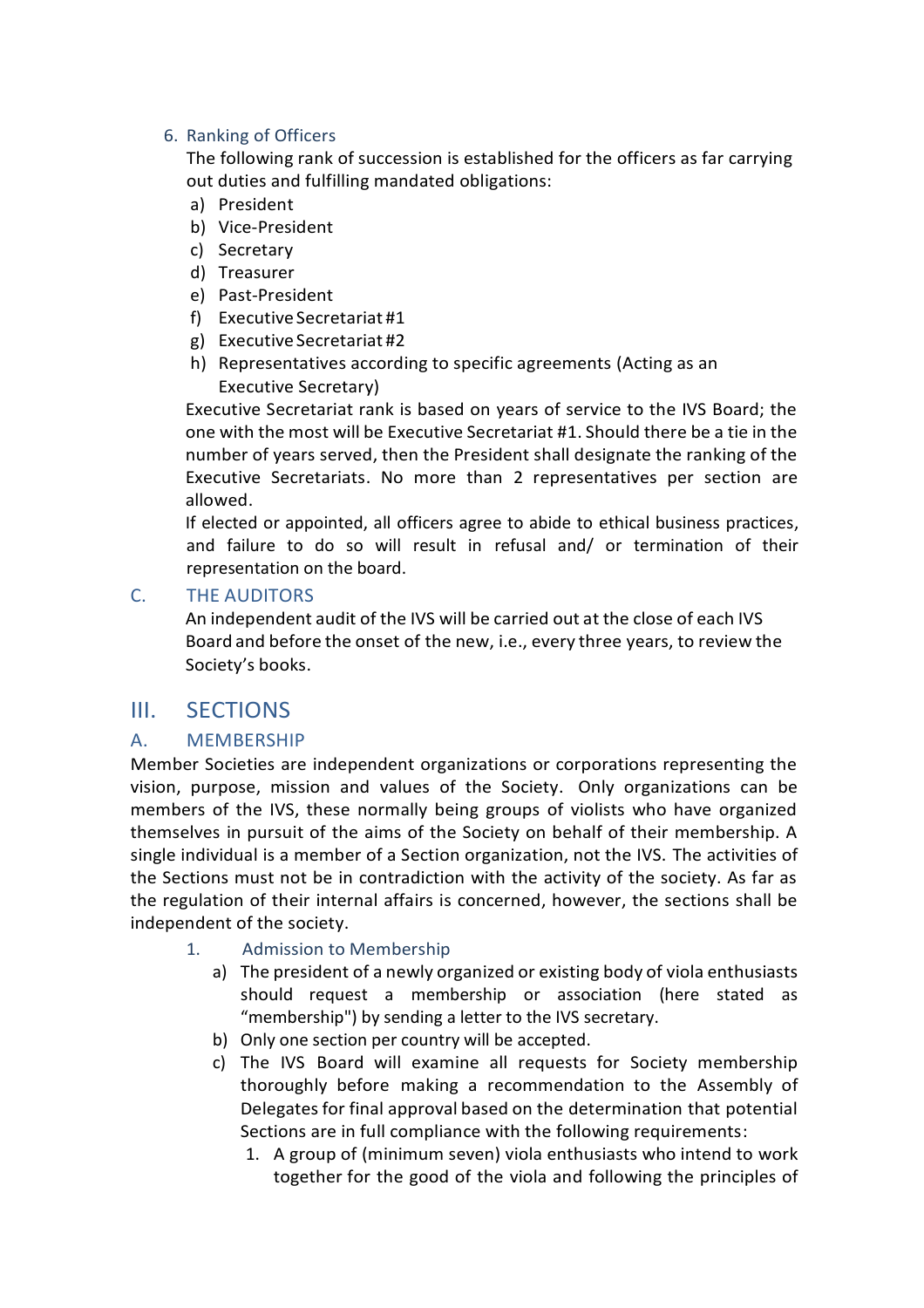### 6. Ranking of Officers

The following rank of succession is established for the officers as far carrying out duties and fulfilling mandated obligations:

a) President
b) Vice-President
c) Secretary
d) Treasurer
e) Past-President
f) Executive Secretariat #1
g) Executive Secretariat #2
h) Representatives according to specific agreements (Acting as an Executive Secretary)

Executive Secretariat rank is based on years of service to the IVS Board; the one with the most will be Executive Secretariat #1. Should there be a tie in the number of years served, then the President shall designate the ranking of the Executive Secretariats. No more than 2 representatives per section are allowed.

If elected or appointed, all officers agree to abide to ethical business practices, and failure to do so will result in refusal and/ or termination of their representation on the board.

## C. THE AUDITORS

An independent audit of the IVS will be carried out at the close of each IVS Board and before the onset of the new, i.e., every three years, to review the Society's books.

# III. SECTIONS

## A. MEMBERSHIP

Member Societies are independent organizations or corporations representing the vision, purpose, mission and values of the Society. Only organizations can be members of the IVS, these normally being groups of violists who have organized themselves in pursuit of the aims of the Society on behalf of their membership. A single individual is a member of a Section organization, not the IVS. The activities of the Sections must not be in contradiction with the activity of the society. As far as the regulation of their internal affairs is concerned, however, the sections shall be independent of the society.

### 1. Admission to Membership

a) The president of a newly organized or existing body of viola enthusiasts should request a membership or association (here stated as "membership") by sending a letter to the IVS secretary.

b) Only one section per country will be accepted.

c) The IVS Board will examine all requests for Society membership thoroughly before making a recommendation to the Assembly of Delegates for final approval based on the determination that potential Sections are in full compliance with the following requirements:

1. A group of (minimum seven) viola enthusiasts who intend to work together for the good of the viola and following the principles of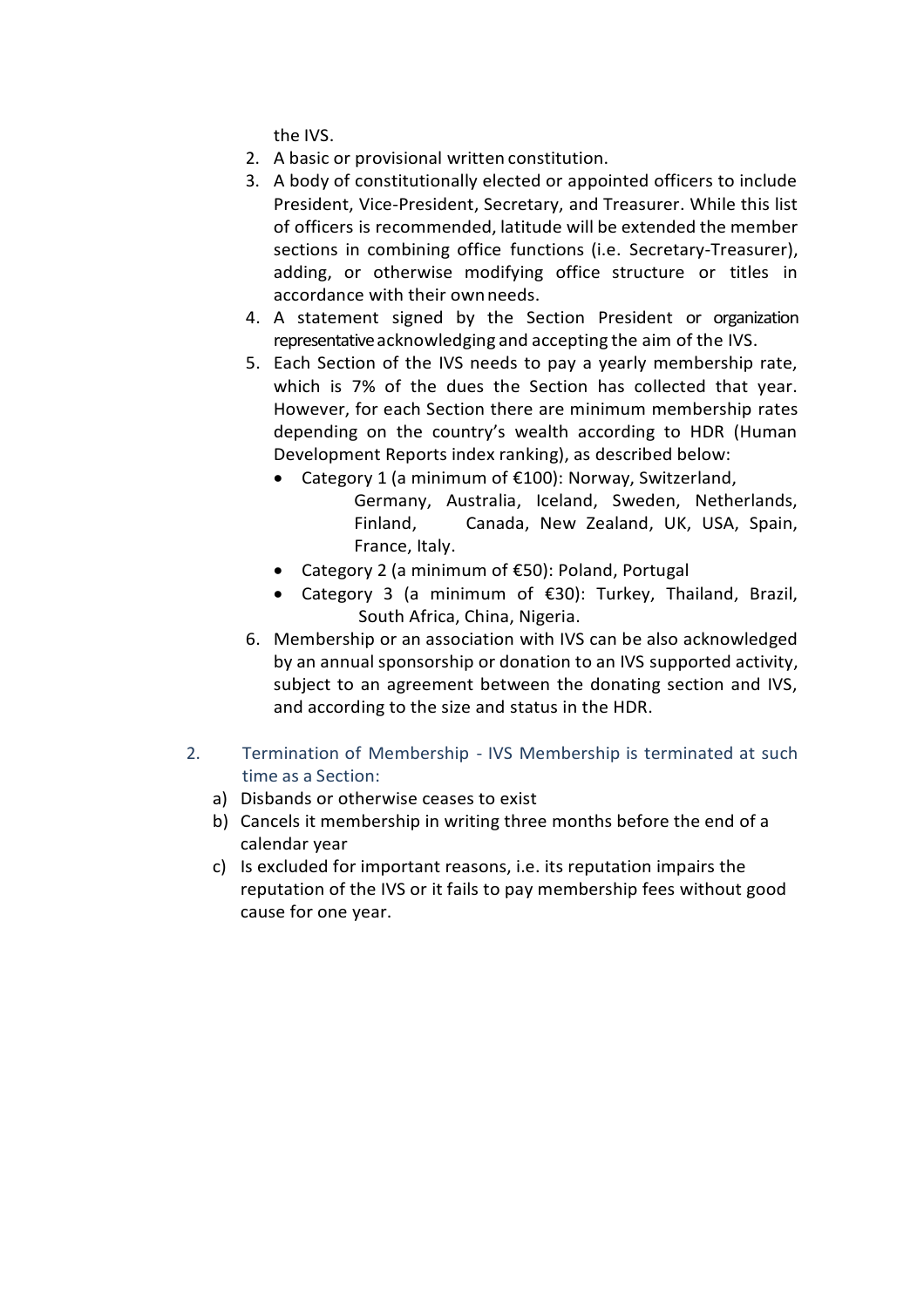the IVS.

2. A basic or provisional written constitution.
3. A body of constitutionally elected or appointed officers to include President, Vice-President, Secretary, and Treasurer. While this list of officers is recommended, latitude will be extended the member sections in combining office functions (i.e. Secretary-Treasurer), adding, or otherwise modifying office structure or titles in accordance with their own needs.
4. A statement signed by the Section President or organization representative acknowledging and accepting the aim of the IVS.
5. Each Section of the IVS needs to pay a yearly membership rate, which is 7% of the dues the Section has collected that year. However, for each Section there are minimum membership rates depending on the country's wealth according to HDR (Human Development Reports index ranking), as described below:
   - Category 1 (a minimum of €100): Norway, Switzerland, Germany, Australia, Iceland, Sweden, Netherlands, Finland, Canada, New Zealand, UK, USA, Spain, France, Italy.
   - Category 2 (a minimum of €50): Poland, Portugal
   - Category 3 (a minimum of €30): Turkey, Thailand, Brazil, South Africa, China, Nigeria.
6. Membership or an association with IVS can be also acknowledged by an annual sponsorship or donation to an IVS supported activity, subject to an agreement between the donating section and IVS, and according to the size and status in the HDR.

2. Termination of Membership - IVS Membership is terminated at such time as a Section:

a) Disbands or otherwise ceases to exist
b) Cancels it membership in writing three months before the end of a calendar year
c) Is excluded for important reasons, i.e. its reputation impairs the reputation of the IVS or it fails to pay membership fees without good cause for one year.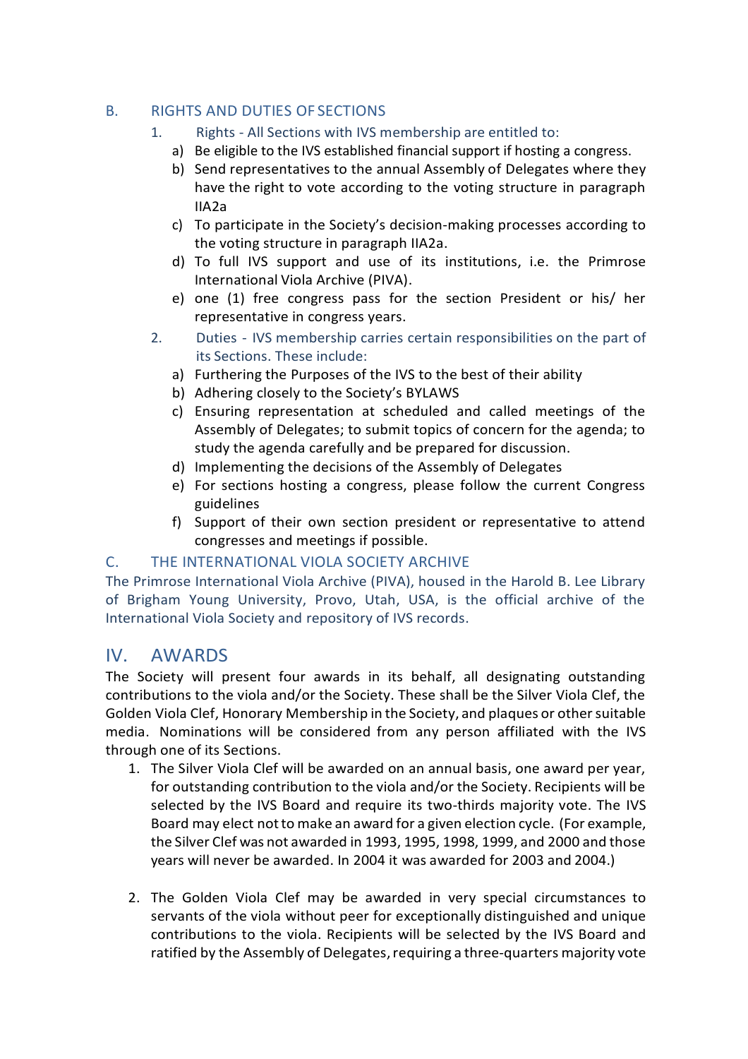### B. RIGHTS AND DUTIES OF SECTIONS

1. Rights - All Sections with IVS membership are entitled to:
   a) Be eligible to the IVS established financial support if hosting a congress.
   b) Send representatives to the annual Assembly of Delegates where they have the right to vote according to the voting structure in paragraph IIA2a
   c) To participate in the Society's decision-making processes according to the voting structure in paragraph IIA2a.
   d) To full IVS support and use of its institutions, i.e. the Primrose International Viola Archive (PIVA).
   e) one (1) free congress pass for the section President or his/ her representative in congress years.
2. Duties - IVS membership carries certain responsibilities on the part of its Sections. These include:
   a) Furthering the Purposes of the IVS to the best of their ability
   b) Adhering closely to the Society's BYLAWS
   c) Ensuring representation at scheduled and called meetings of the Assembly of Delegates; to submit topics of concern for the agenda; to study the agenda carefully and be prepared for discussion.
   d) Implementing the decisions of the Assembly of Delegates
   e) For sections hosting a congress, please follow the current Congress guidelines
   f) Support of their own section president or representative to attend congresses and meetings if possible.

### C. THE INTERNATIONAL VIOLA SOCIETY ARCHIVE

The Primrose International Viola Archive (PIVA), housed in the Harold B. Lee Library of Brigham Young University, Provo, Utah, USA, is the official archive of the International Viola Society and repository of IVS records.

## IV. AWARDS

The Society will present four awards in its behalf, all designating outstanding contributions to the viola and/or the Society. These shall be the Silver Viola Clef, the Golden Viola Clef, Honorary Membership in the Society, and plaques or other suitable media. Nominations will be considered from any person affiliated with the IVS through one of its Sections.

1. The Silver Viola Clef will be awarded on an annual basis, one award per year, for outstanding contribution to the viola and/or the Society. Recipients will be selected by the IVS Board and require its two-thirds majority vote. The IVS Board may elect not to make an award for a given election cycle. (For example, the Silver Clef was not awarded in 1993, 1995, 1998, 1999, and 2000 and those years will never be awarded. In 2004 it was awarded for 2003 and 2004.)

2. The Golden Viola Clef may be awarded in very special circumstances to servants of the viola without peer for exceptionally distinguished and unique contributions to the viola. Recipients will be selected by the IVS Board and ratified by the Assembly of Delegates, requiring a three-quarters majority vote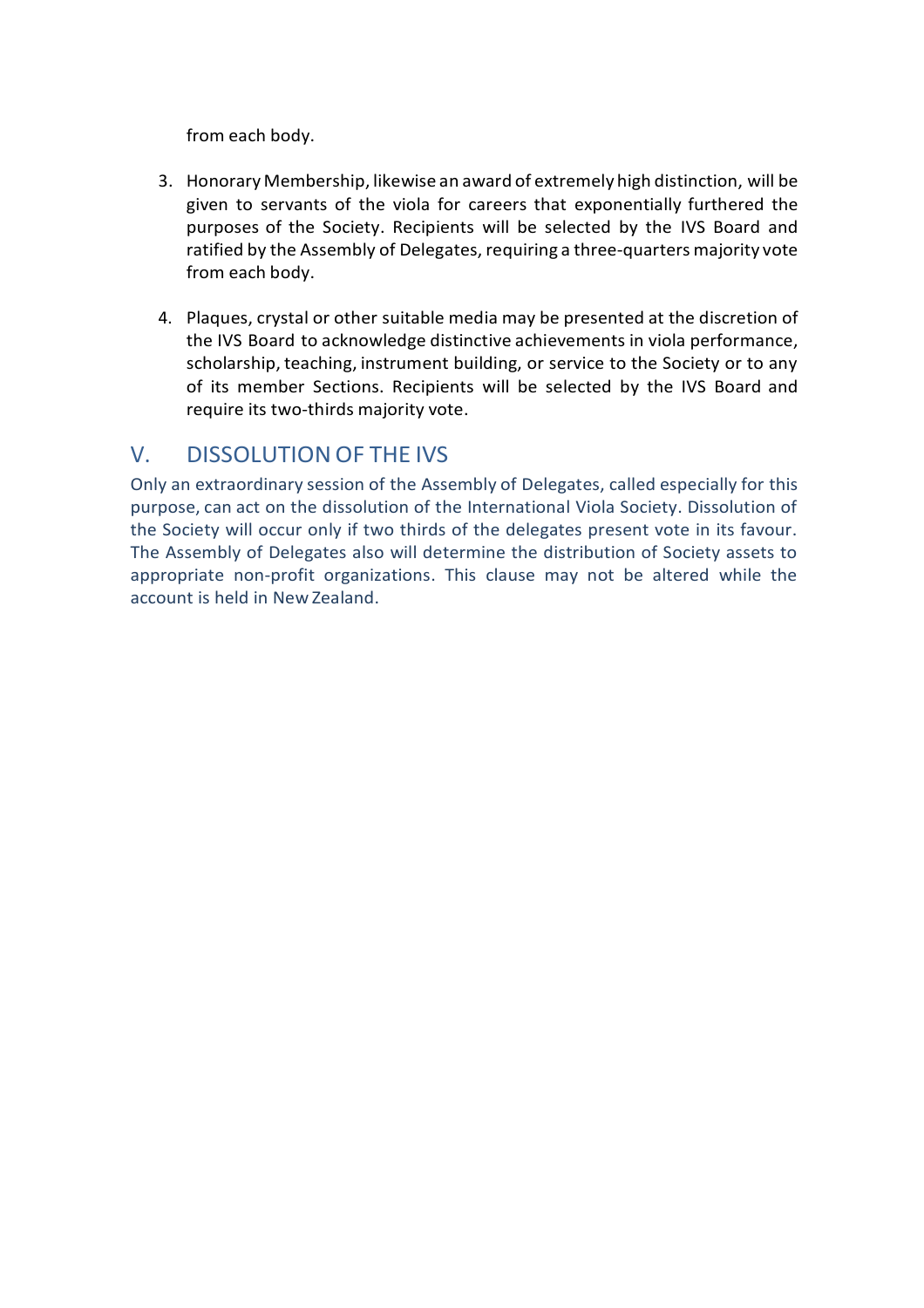from each body.

3. Honorary Membership, likewise an award of extremely high distinction, will be given to servants of the viola for careers that exponentially furthered the purposes of the Society. Recipients will be selected by the IVS Board and ratified by the Assembly of Delegates, requiring a three-quarters majority vote from each body.

4. Plaques, crystal or other suitable media may be presented at the discretion of the IVS Board to acknowledge distinctive achievements in viola performance, scholarship, teaching, instrument building, or service to the Society or to any of its member Sections. Recipients will be selected by the IVS Board and require its two-thirds majority vote.

## V. DISSOLUTION OF THE IVS

Only an extraordinary session of the Assembly of Delegates, called especially for this purpose, can act on the dissolution of the International Viola Society. Dissolution of the Society will occur only if two thirds of the delegates present vote in its favour. The Assembly of Delegates also will determine the distribution of Society assets to appropriate non-profit organizations. This clause may not be altered while the account is held in New Zealand.